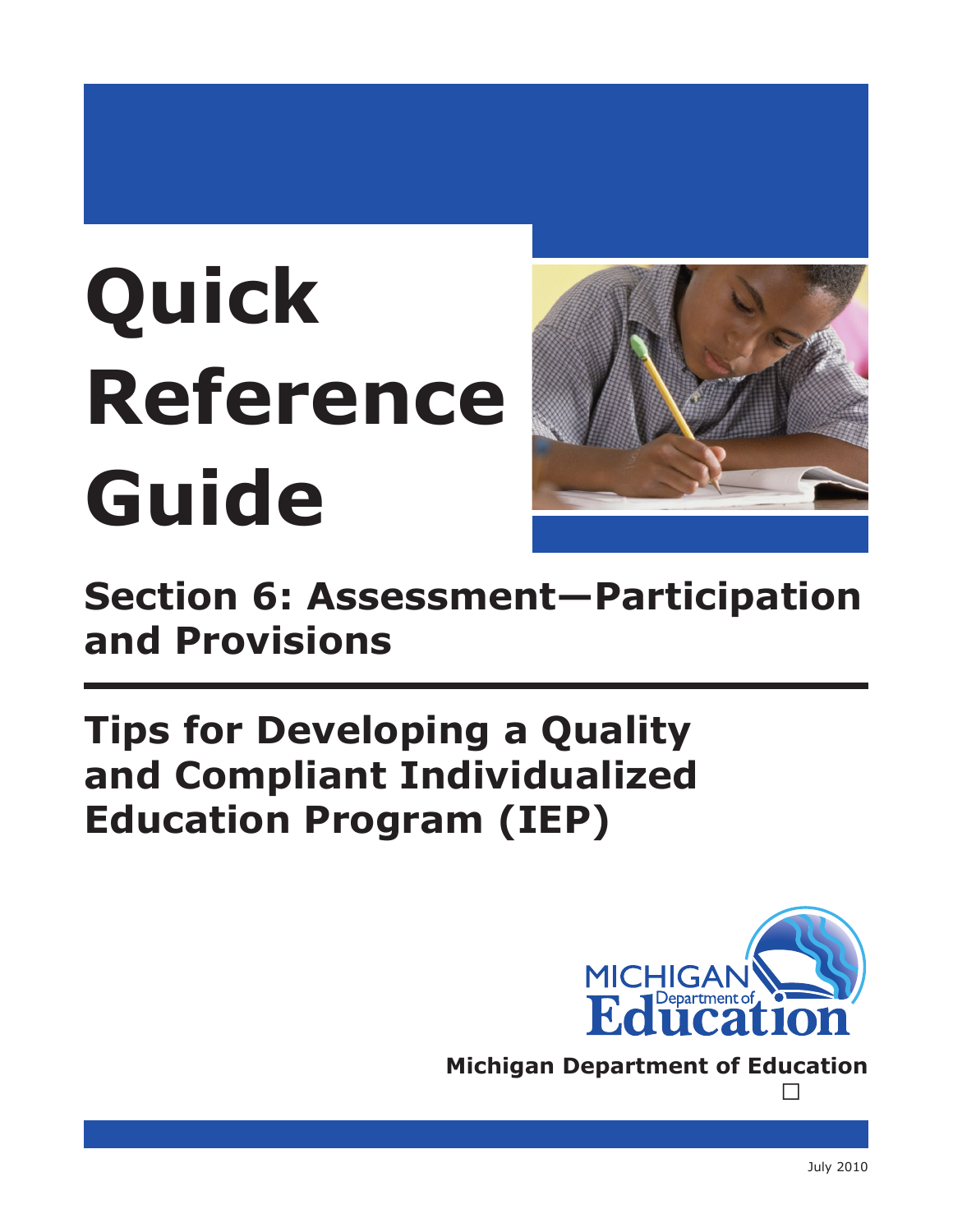# Quick Reference Guide

## Section 6: Assessment—Participation and Provisions

## Tips for Developing a Quality and Compliant Individualized Education Program (IEP)

Michigan Department of Education

July 2010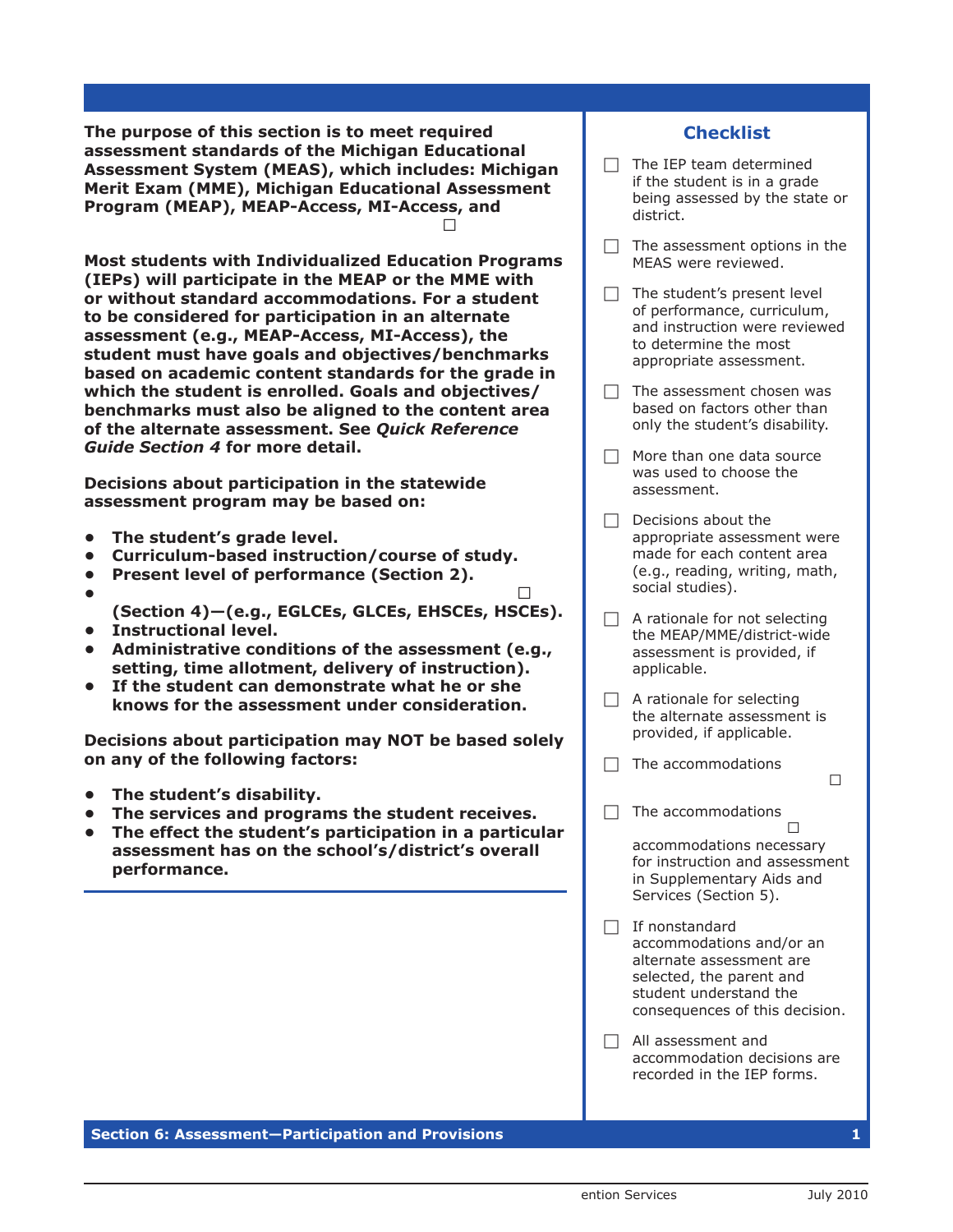The purpose of this section is to meet required assessment standards of the Michigan Educational Assessment System (MEAS), which includes: Michigan Merit Exam (MME), Michigan Educational Assessment Program (MEAP), MEAP-Access, MI-Access, and ☐

**Most students with Individualized Education Programs (IEPs) will participate in the MEAP or the MME with or without standard accommodations. For a student to be considered for participation in an alternate assessment (e.g., MEAP-Access, MI-Access), the student must have goals and objectives/benchmarks based on academic content standards for the grade in which the student is enrolled. Goals and objectives/benchmarks must also be aligned to the content area of the alternate assessment. See *Quick Reference Guide Section 4* for more detail.**

**Decisions about participation in the statewide assessment program may be based on:**

- **The student's grade level.**
- **Curriculum-based instruction/course of study.**
- **Present level of performance (Section 2).**
- ☐ **(Section 4)—(e.g., EGLCEs, GLCEs, EHSCEs, HSCEs).**
- **Instructional level.**
- **Administrative conditions of the assessment (e.g., setting, time allotment, delivery of instruction).**
- **If the student can demonstrate what he or she knows for the assessment under consideration.**

**Decisions about participation may NOT be based solely on any of the following factors:**

- **The student's disability.**
- **The services and programs the student receives.**
- **The effect the student's participation in a particular assessment has on the school's/district's overall performance.**

## Checklist

- ☐ The IEP team determined if the student is in a grade being assessed by the state or district.
- ☐ The assessment options in the MEAS were reviewed.
- ☐ The student's present level of performance, curriculum, and instruction were reviewed to determine the most appropriate assessment.
- ☐ The assessment chosen was based on factors other than only the student's disability.
- ☐ More than one data source was used to choose the assessment.
- ☐ Decisions about the appropriate assessment were made for each content area (e.g., reading, writing, math, social studies).
- ☐ A rationale for not selecting the MEAP/MME/district-wide assessment is provided, if applicable.
- ☐ A rationale for selecting the alternate assessment is provided, if applicable.
- ☐ The accommodations ☐
- ☐ The accommodations ☐ accommodations necessary for instruction and assessment in Supplementary Aids and Services (Section 5).
- ☐ If nonstandard accommodations and/or an alternate assessment are selected, the parent and student understand the consequences of this decision.
- ☐ All assessment and accommodation decisions are recorded in the IEP forms.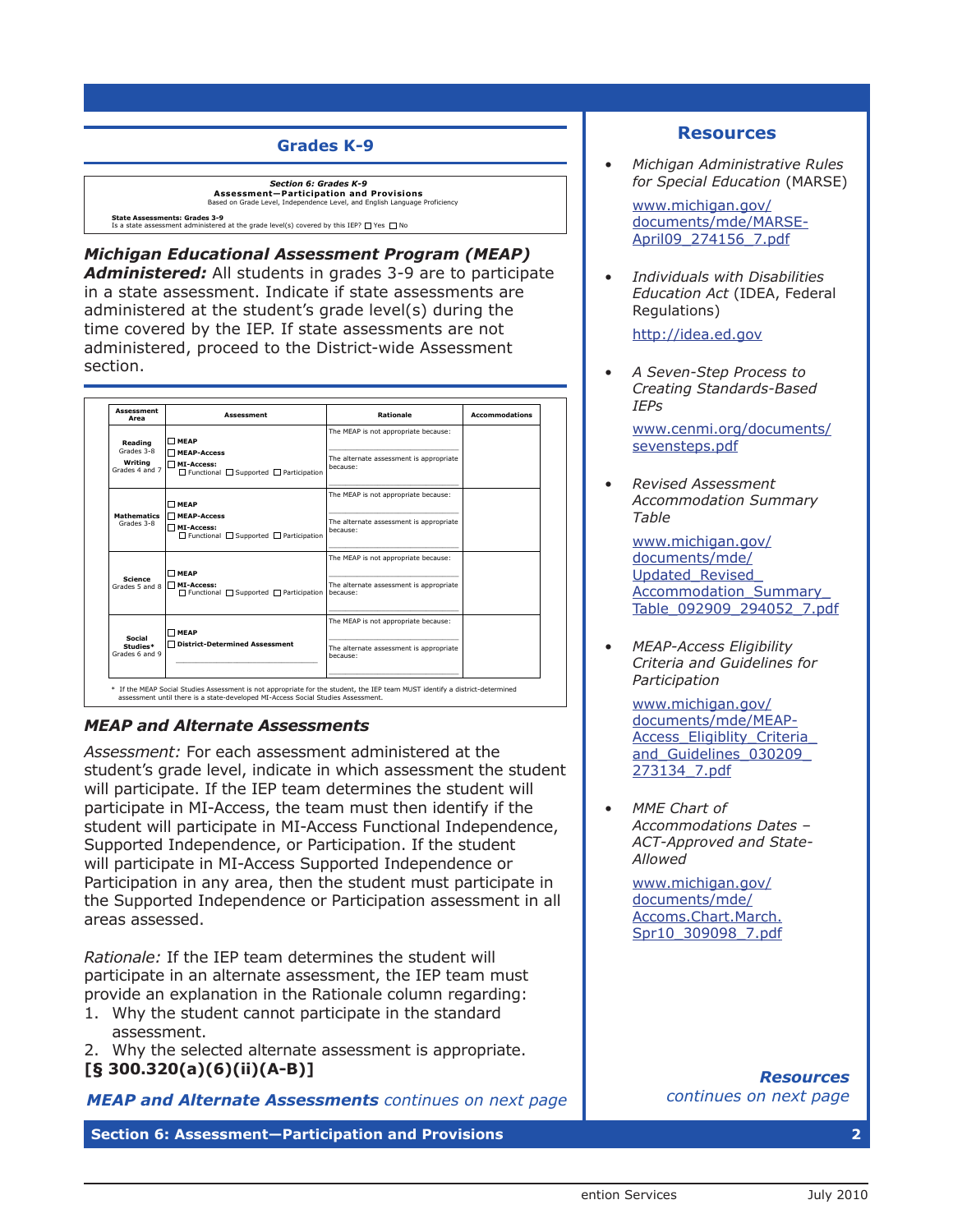## Grades K-9

*Section 6: Grades K-9*
**Assessment—Participation and Provisions**
Based on Grade Level, Independence Level, and English Language Proficiency

**State Assessments: Grades 3-9**
Is a state assessment administered at the grade level(s) covered by this IEP? ☐ Yes ☐ No

***Michigan Educational Assessment Program (MEAP) Administered:*** All students in grades 3-9 are to participate in a state assessment. Indicate if state assessments are administered at the student's grade level(s) during the time covered by the IEP. If state assessments are not administered, proceed to the District-wide Assessment section.

| Assessment Area | Assessment | Rationale | Accommodations |
|---|---|---|---|
| **Reading** Grades 3-8 **Writing** Grades 4 and 7 | ☐ MEAP ☐ MEAP-Access ☐ MI-Access: ☐ Functional ☐ Supported ☐ Participation | The MEAP is not appropriate because: The alternate assessment is appropriate because: | |
| **Mathematics** Grades 3-8 | ☐ MEAP ☐ MEAP-Access ☐ MI-Access: ☐ Functional ☐ Supported ☐ Participation | The MEAP is not appropriate because: The alternate assessment is appropriate because: | |
| **Science** Grades 5 and 8 | ☐ MEAP ☐ MI-Access: ☐ Functional ☐ Supported ☐ Participation | The MEAP is not appropriate because: The alternate assessment is appropriate because: | |
| **Social Studies*** Grades 6 and 9 | ☐ MEAP ☐ District-Determined Assessment | The MEAP is not appropriate because: The alternate assessment is appropriate because: | |

\* If the MEAP Social Studies Assessment is not appropriate for the student, the IEP team MUST identify a district-determined assessment until there is a state-developed MI-Access Social Studies Assessment.

### MEAP and Alternate Assessments

*Assessment:* For each assessment administered at the student's grade level, indicate in which assessment the student will participate. If the IEP team determines the student will participate in MI-Access, the team must then identify if the student will participate in MI-Access Functional Independence, Supported Independence, or Participation. If the student will participate in MI-Access Supported Independence or Participation in any area, then the student must participate in the Supported Independence or Participation assessment in all areas assessed.

*Rationale:* If the IEP team determines the student will participate in an alternate assessment, the IEP team must provide an explanation in the Rationale column regarding:

1. Why the student cannot participate in the standard assessment.
2. Why the selected alternate assessment is appropriate.

**[§ 300.320(a)(6)(ii)(A-B)]**

***MEAP and Alternate Assessments*** *continues on next page*

## Resources

- *Michigan Administrative Rules for Special Education* (MARSE)

  www.michigan.gov/documents/mde/MARSE-April09_274156_7.pdf

- *Individuals with Disabilities Education Act* (IDEA, Federal Regulations)

  http://idea.ed.gov

- *A Seven-Step Process to Creating Standards-Based IEPs*

  www.cenmi.org/documents/sevensteps.pdf

- *Revised Assessment Accommodation Summary Table*

  www.michigan.gov/documents/mde/Updated_Revised_Accommodation_Summary_Table_092909_294052_7.pdf

- *MEAP-Access Eligibility Criteria and Guidelines for Participation*

  www.michigan.gov/documents/mde/MEAP-Access_Eligiblity_Criteria_and_Guidelines_030209_273134_7.pdf

- *MME Chart of Accommodations Dates – ACT-Approved and State-Allowed*

  www.michigan.gov/documents/mde/Accoms.Chart.March.Spr10_309098_7.pdf

***Resources*** *continues on next page*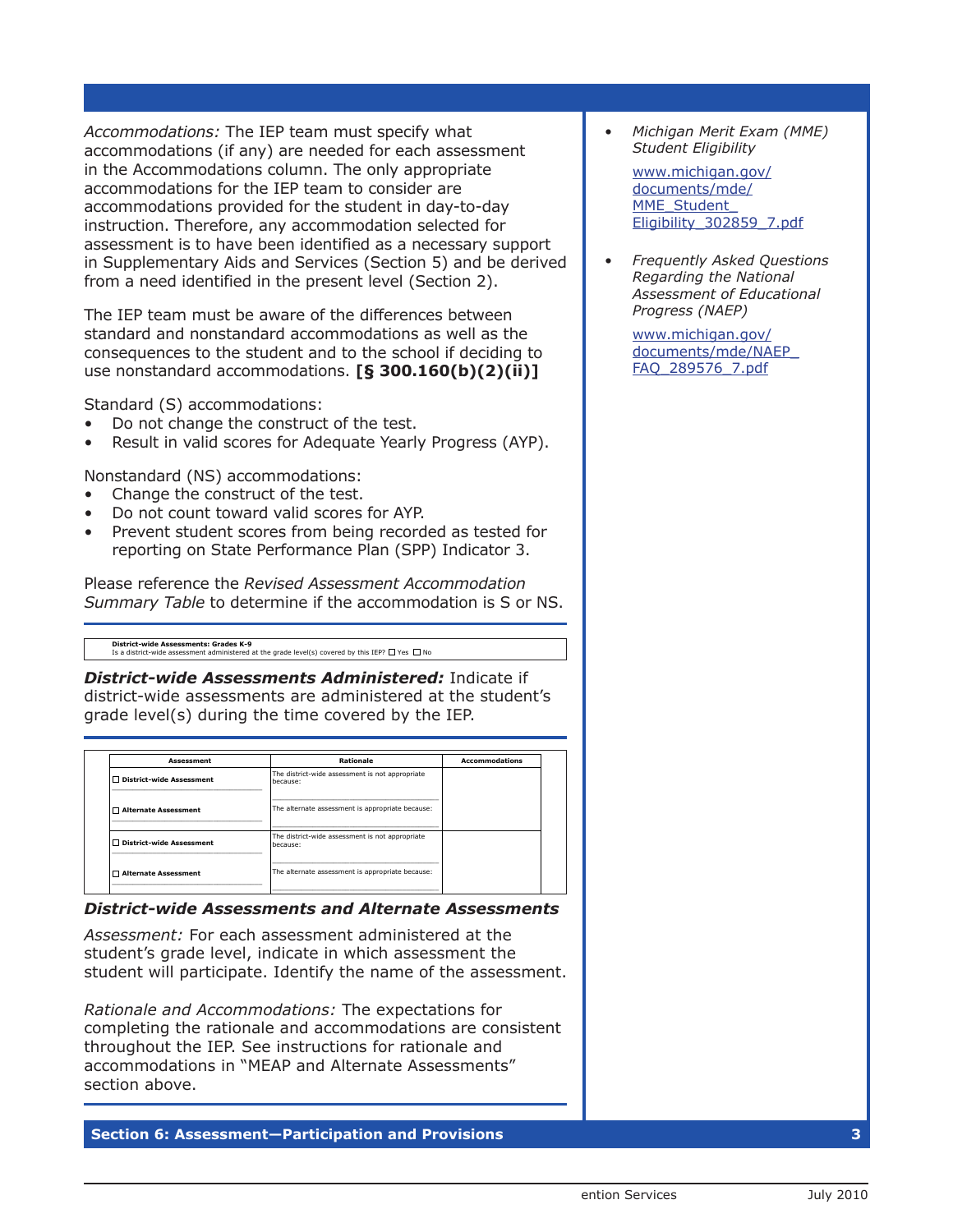*Accommodations:* The IEP team must specify what accommodations (if any) are needed for each assessment in the Accommodations column. The only appropriate accommodations for the IEP team to consider are accommodations provided for the student in day-to-day instruction. Therefore, any accommodation selected for assessment is to have been identified as a necessary support in Supplementary Aids and Services (Section 5) and be derived from a need identified in the present level (Section 2).

The IEP team must be aware of the differences between standard and nonstandard accommodations as well as the consequences to the student and to the school if deciding to use nonstandard accommodations. **[§ 300.160(b)(2)(ii)]**

Standard (S) accommodations:

- Do not change the construct of the test.
- Result in valid scores for Adequate Yearly Progress (AYP).

Nonstandard (NS) accommodations:

- Change the construct of the test.
- Do not count toward valid scores for AYP.
- Prevent student scores from being recorded as tested for reporting on State Performance Plan (SPP) Indicator 3.

Please reference the *Revised Assessment Accommodation Summary Table* to determine if the accommodation is S or NS.

**District-wide Assessments: Grades K-9**
Is a district-wide assessment administered at the grade level(s) covered by this IEP? ☐ Yes ☐ No

***District-wide Assessments Administered:*** Indicate if district-wide assessments are administered at the student's grade level(s) during the time covered by the IEP.

| Assessment | Rationale | Accommodations |
|---|---|---|
| ☐ District-wide Assessment | The district-wide assessment is not appropriate because: | |
| ☐ Alternate Assessment | The alternate assessment is appropriate because: | |
| ☐ District-wide Assessment | The district-wide assessment is not appropriate because: | |
| ☐ Alternate Assessment | The alternate assessment is appropriate because: | |

***District-wide Assessments and Alternate Assessments***

*Assessment:* For each assessment administered at the student's grade level, indicate in which assessment the student will participate. Identify the name of the assessment.

*Rationale and Accommodations:* The expectations for completing the rationale and accommodations are consistent throughout the IEP. See instructions for rationale and accommodations in "MEAP and Alternate Assessments" section above.

- *Michigan Merit Exam (MME) Student Eligibility*

  www.michigan.gov/documents/mde/MME_Student_Eligibility_302859_7.pdf

- *Frequently Asked Questions Regarding the National Assessment of Educational Progress (NAEP)*

  www.michigan.gov/documents/mde/NAEP_FAQ_289576_7.pdf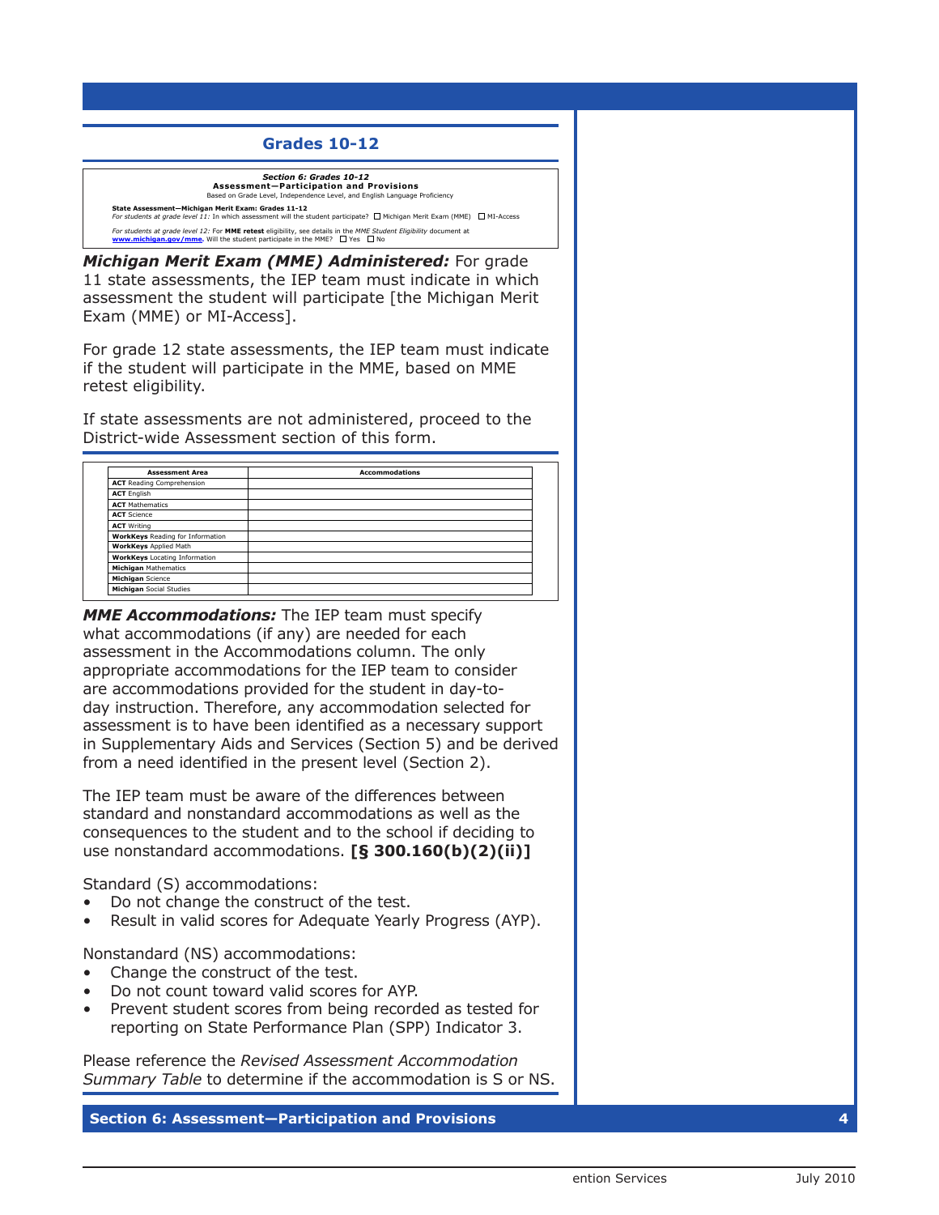## Grades 10-12

*Section 6: Grades 10-12*
**Assessment—Participation and Provisions**
Based on Grade Level, Independence Level, and English Language Proficiency

**State Assessment—Michigan Merit Exam: Grades 11-12**
*For students at grade level 11:* In which assessment will the student participate? ☐ Michigan Merit Exam (MME) ☐ MI-Access

*For students at grade level 12:* For **MME retest** eligibility, see details in the *MME Student Eligibility* document at **www.michigan.gov/mme**. Will the student participate in the MME? ☐ Yes ☐ No

***Michigan Merit Exam (MME) Administered:*** For grade 11 state assessments, the IEP team must indicate in which assessment the student will participate [the Michigan Merit Exam (MME) or MI-Access].

For grade 12 state assessments, the IEP team must indicate if the student will participate in the MME, based on MME retest eligibility.

If state assessments are not administered, proceed to the District-wide Assessment section of this form.

| Assessment Area | Accommodations |
|---|---|
| **ACT** Reading Comprehension | |
| **ACT** English | |
| **ACT** Mathematics | |
| **ACT** Science | |
| **ACT** Writing | |
| **WorkKeys** Reading for Information | |
| **WorkKeys** Applied Math | |
| **WorkKeys** Locating Information | |
| **Michigan** Mathematics | |
| **Michigan** Science | |
| **Michigan** Social Studies | |

***MME Accommodations:*** The IEP team must specify what accommodations (if any) are needed for each assessment in the Accommodations column. The only appropriate accommodations for the IEP team to consider are accommodations provided for the student in day-to-day instruction. Therefore, any accommodation selected for assessment is to have been identified as a necessary support in Supplementary Aids and Services (Section 5) and be derived from a need identified in the present level (Section 2).

The IEP team must be aware of the differences between standard and nonstandard accommodations as well as the consequences to the student and to the school if deciding to use nonstandard accommodations. **[§ 300.160(b)(2)(ii)]**

Standard (S) accommodations:

- Do not change the construct of the test.
- Result in valid scores for Adequate Yearly Progress (AYP).

Nonstandard (NS) accommodations:

- Change the construct of the test.
- Do not count toward valid scores for AYP.
- Prevent student scores from being recorded as tested for reporting on State Performance Plan (SPP) Indicator 3.

Please reference the *Revised Assessment Accommodation Summary Table* to determine if the accommodation is S or NS.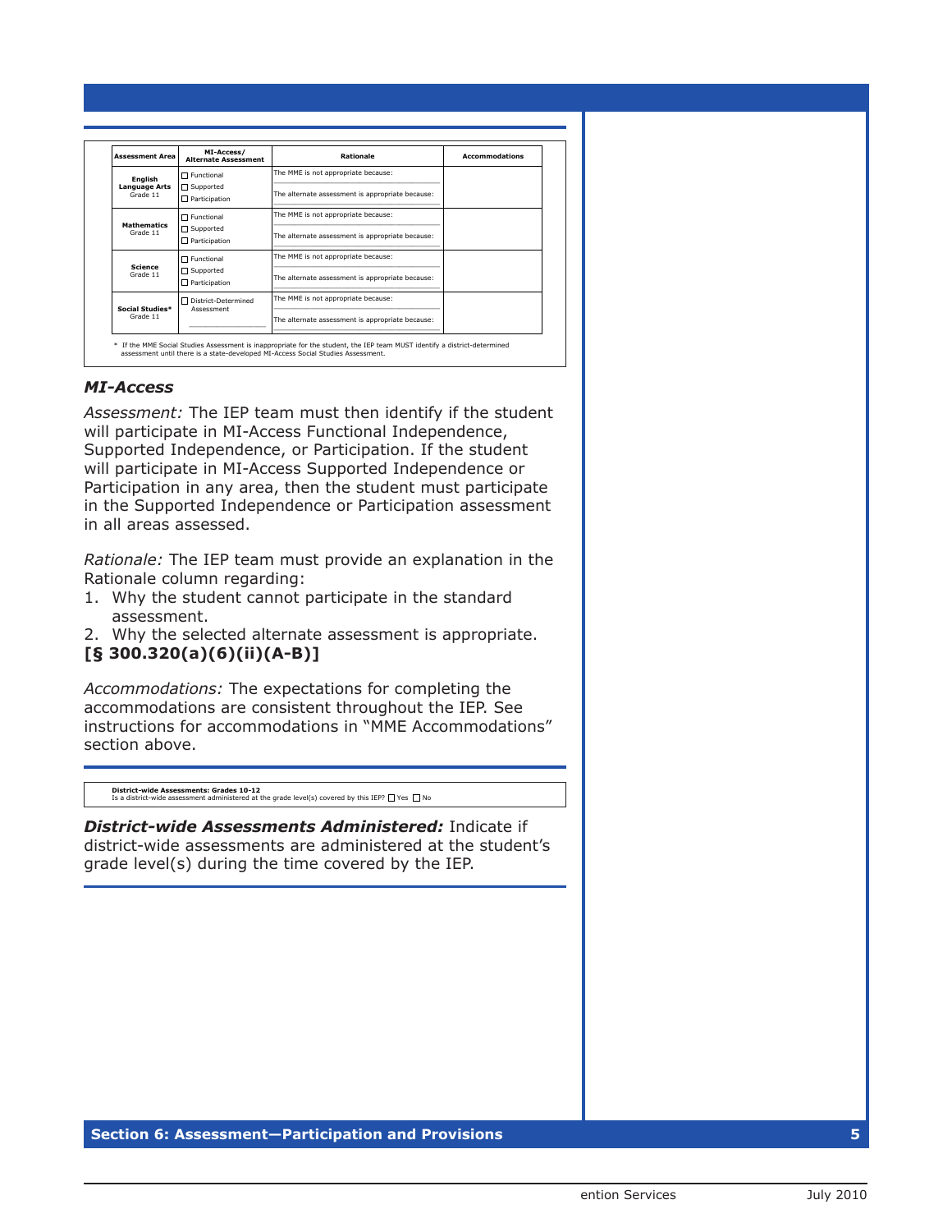| Assessment Area | MI-Access/ Alternate Assessment | Rationale | Accommodations |
|---|---|---|---|
| **English Language Arts** Grade 11 | ☐ Functional ☐ Supported ☐ Participation | The MME is not appropriate because: The alternate assessment is appropriate because: | |
| **Mathematics** Grade 11 | ☐ Functional ☐ Supported ☐ Participation | The MME is not appropriate because: The alternate assessment is appropriate because: | |
| **Science** Grade 11 | ☐ Functional ☐ Supported ☐ Participation | The MME is not appropriate because: The alternate assessment is appropriate because: | |
| **Social Studies*** Grade 11 | ☐ District-Determined Assessment | The MME is not appropriate because: The alternate assessment is appropriate because: | |

* If the MME Social Studies Assessment is inappropriate for the student, the IEP team MUST identify a district-determined assessment until there is a state-developed MI-Access Social Studies Assessment.

### *MI-Access*

*Assessment:* The IEP team must then identify if the student will participate in MI-Access Functional Independence, Supported Independence, or Participation. If the student will participate in MI-Access Supported Independence or Participation in any area, then the student must participate in the Supported Independence or Participation assessment in all areas assessed.

*Rationale:* The IEP team must provide an explanation in the Rationale column regarding:

1. Why the student cannot participate in the standard assessment.
2. Why the selected alternate assessment is appropriate.

**[§ 300.320(a)(6)(ii)(A-B)]**

*Accommodations:* The expectations for completing the accommodations are consistent throughout the IEP. See instructions for accommodations in "MME Accommodations" section above.

**District-wide Assessments: Grades 10-12**
Is a district-wide assessment administered at the grade level(s) covered by this IEP? ☐ Yes ☐ No

***District-wide Assessments Administered:*** Indicate if district-wide assessments are administered at the student's grade level(s) during the time covered by the IEP.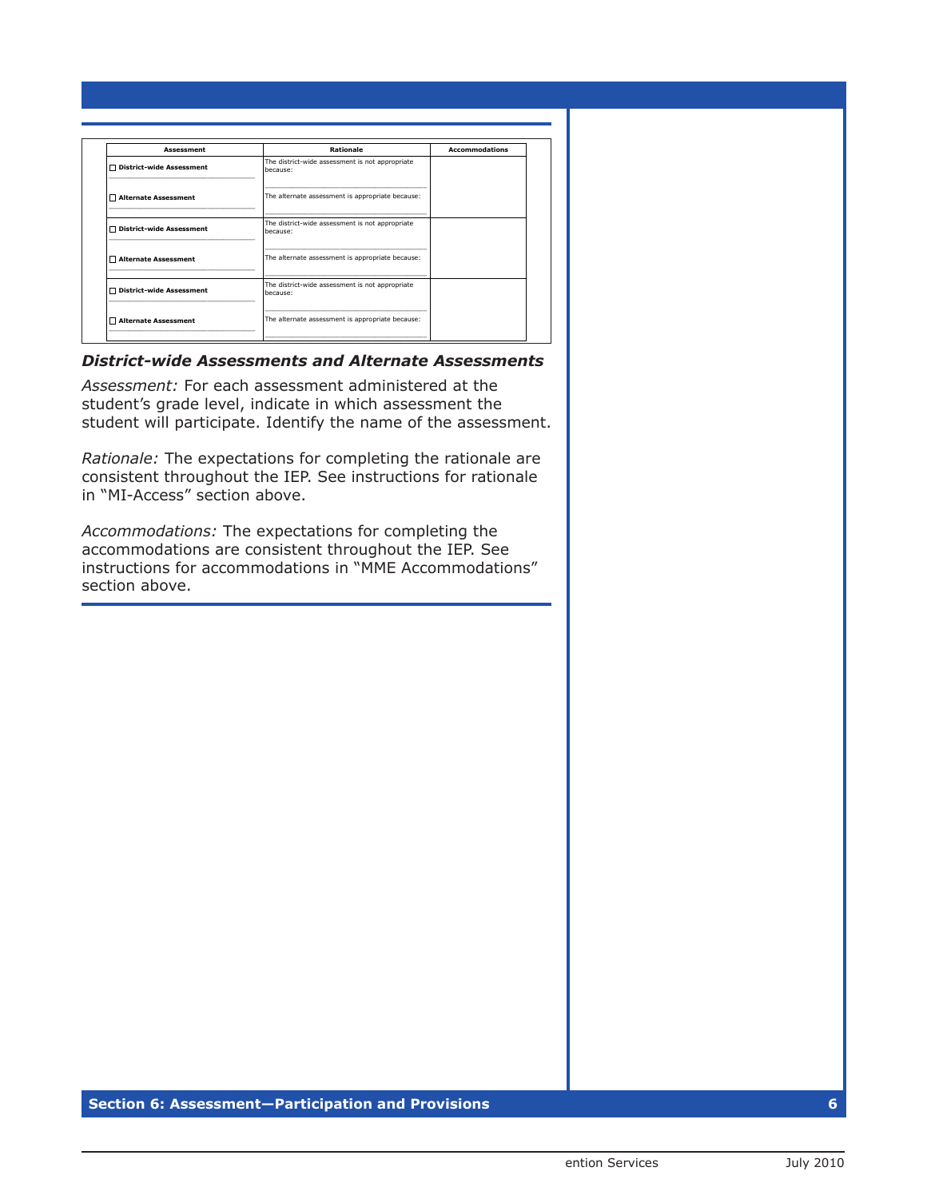| Assessment | Rationale | Accommodations |
|---|---|---|
| ☐ District-wide Assessment ______ | The district-wide assessment is not appropriate because: ______ | |
| ☐ Alternate Assessment ______ | The alternate assessment is appropriate because: ______ | |
| ☐ District-wide Assessment ______ | The district-wide assessment is not appropriate because: ______ | |
| ☐ Alternate Assessment ______ | The alternate assessment is appropriate because: ______ | |
| ☐ District-wide Assessment ______ | The district-wide assessment is not appropriate because: ______ | |
| ☐ Alternate Assessment ______ | The alternate assessment is appropriate because: ______ | |

### *District-wide Assessments and Alternate Assessments*

*Assessment:* For each assessment administered at the student's grade level, indicate in which assessment the student will participate. Identify the name of the assessment.

*Rationale:* The expectations for completing the rationale are consistent throughout the IEP. See instructions for rationale in "MI-Access" section above.

*Accommodations:* The expectations for completing the accommodations are consistent throughout the IEP. See instructions for accommodations in "MME Accommodations" section above.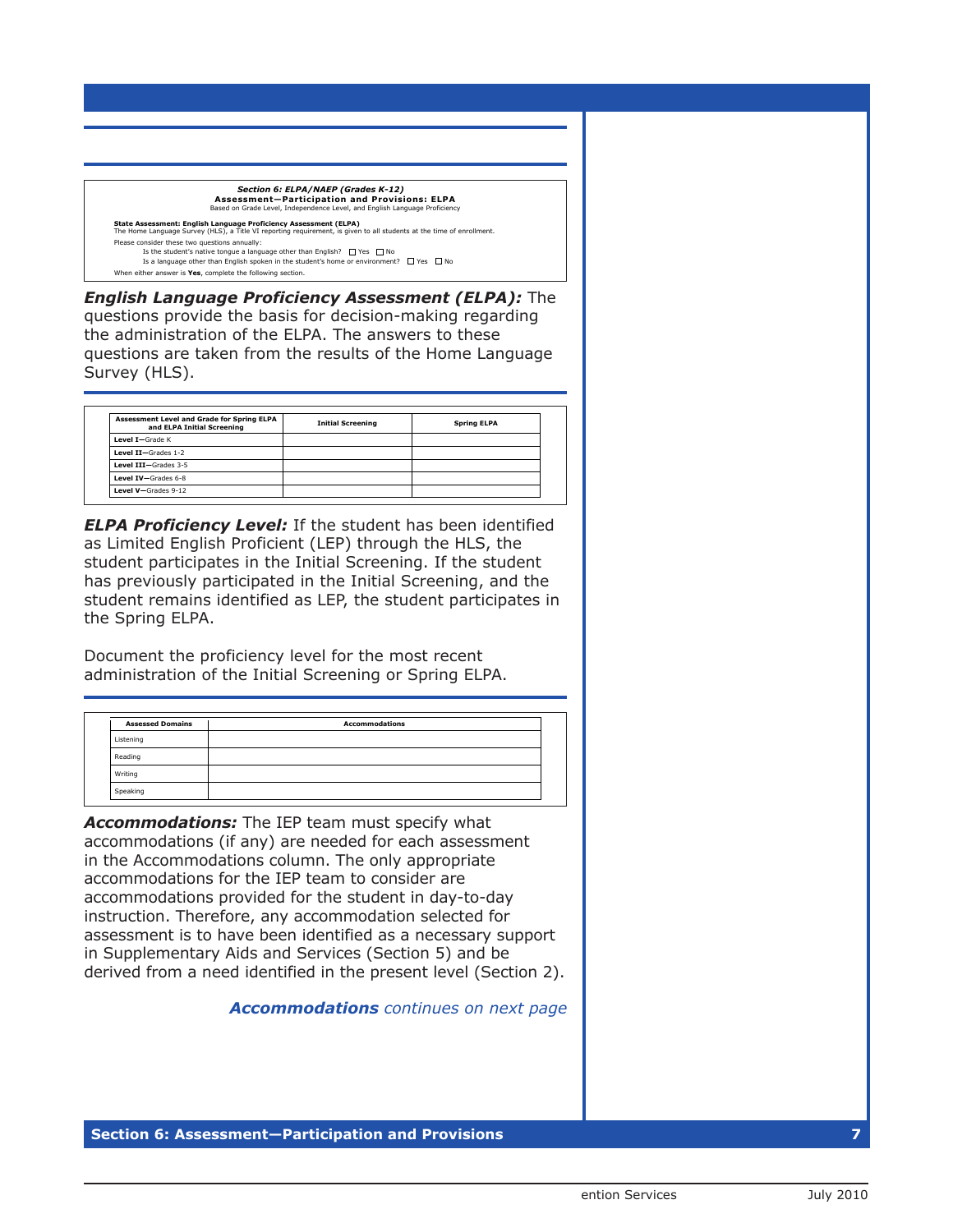***Section 6: ELPA/NAEP (Grades K-12)***

**Assessment—Participation and Provisions: ELPA**

Based on Grade Level, Independence Level, and English Language Proficiency

**State Assessment: English Language Proficiency Assessment (ELPA)**
The Home Language Survey (HLS), a Title VI reporting requirement, is given to all students at the time of enrollment.

Please consider these two questions annually:

Is the student's native tongue a language other than English? ☐ Yes ☐ No

Is a language other than English spoken in the student's home or environment? ☐ Yes ☐ No

When either answer is **Yes**, complete the following section.

***English Language Proficiency Assessment (ELPA):*** The questions provide the basis for decision-making regarding the administration of the ELPA. The answers to these questions are taken from the results of the Home Language Survey (HLS).

| Assessment Level and Grade for Spring ELPA and ELPA Initial Screening | Initial Screening | Spring ELPA |
|---|---|---|
| **Level I**—Grade K | | |
| **Level II**—Grades 1-2 | | |
| **Level III**—Grades 3-5 | | |
| **Level IV**—Grades 6-8 | | |
| **Level V**—Grades 9-12 | | |

***ELPA Proficiency Level:*** If the student has been identified as Limited English Proficient (LEP) through the HLS, the student participates in the Initial Screening. If the student has previously participated in the Initial Screening, and the student remains identified as LEP, the student participates in the Spring ELPA.

Document the proficiency level for the most recent administration of the Initial Screening or Spring ELPA.

| Assessed Domains | Accommodations |
|---|---|
| Listening | |
| Reading | |
| Writing | |
| Speaking | |

***Accommodations:*** The IEP team must specify what accommodations (if any) are needed for each assessment in the Accommodations column. The only appropriate accommodations for the IEP team to consider are accommodations provided for the student in day-to-day instruction. Therefore, any accommodation selected for assessment is to have been identified as a necessary support in Supplementary Aids and Services (Section 5) and be derived from a need identified in the present level (Section 2).

***Accommodations** continues on next page*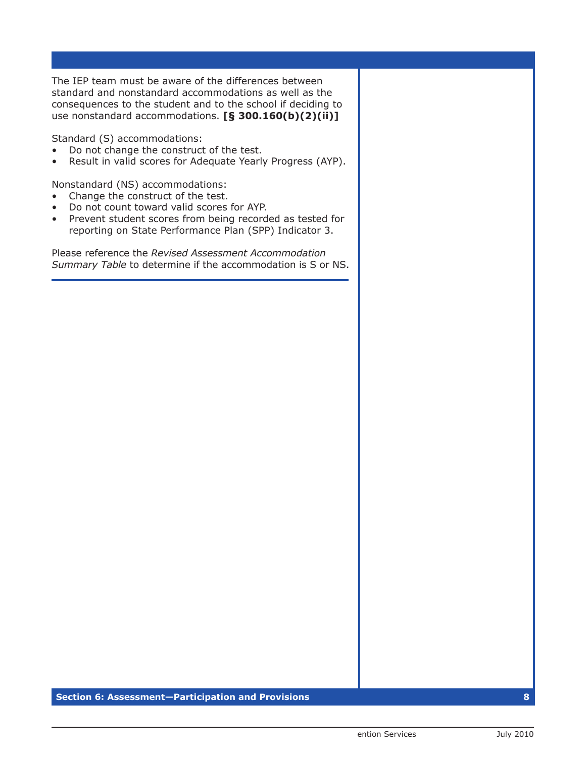The IEP team must be aware of the differences between standard and nonstandard accommodations as well as the consequences to the student and to the school if deciding to use nonstandard accommodations. **[§ 300.160(b)(2)(ii)]**

Standard (S) accommodations:

- Do not change the construct of the test.
- Result in valid scores for Adequate Yearly Progress (AYP).

Nonstandard (NS) accommodations:

- Change the construct of the test.
- Do not count toward valid scores for AYP.
- Prevent student scores from being recorded as tested for reporting on State Performance Plan (SPP) Indicator 3.

Please reference the *Revised Assessment Accommodation Summary Table* to determine if the accommodation is S or NS.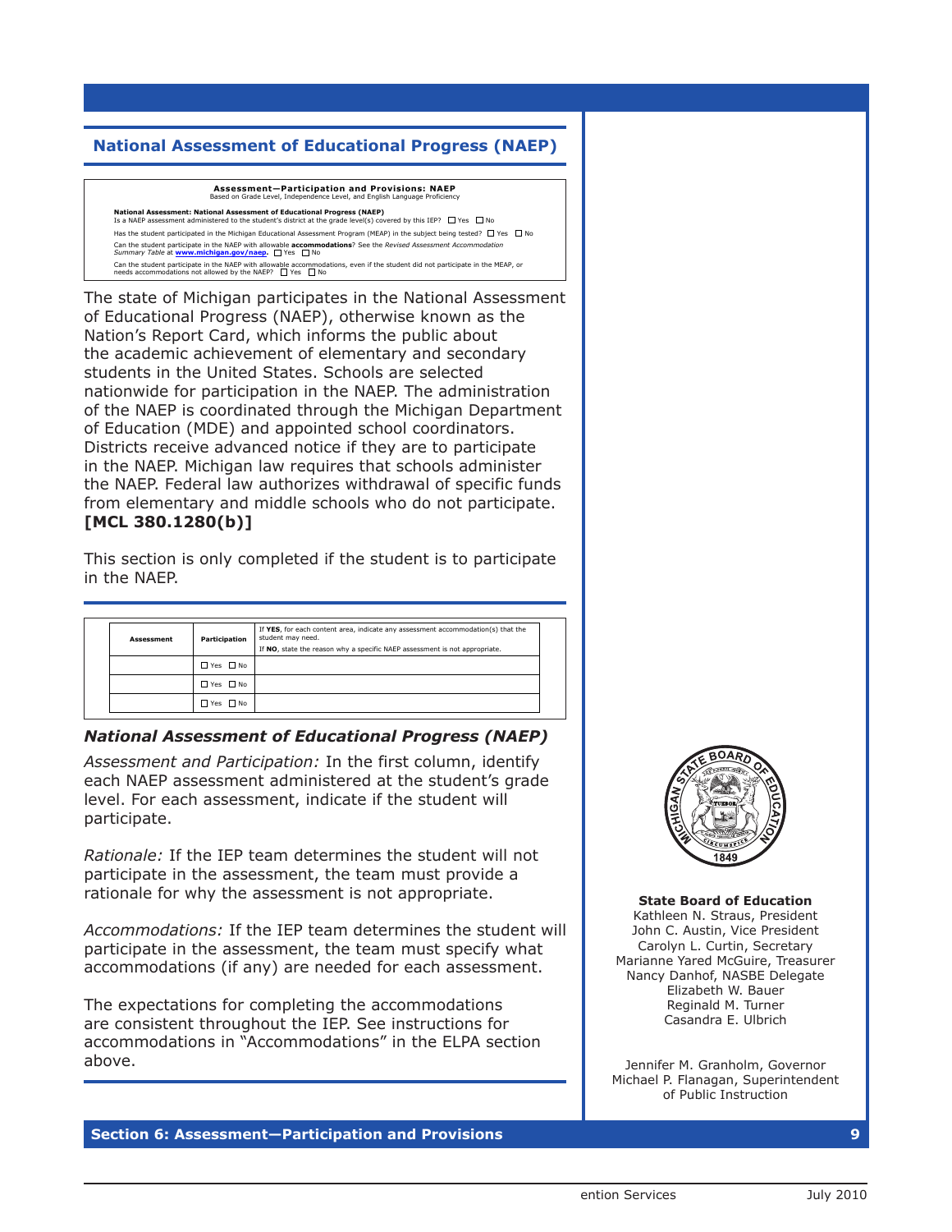## National Assessment of Educational Progress (NAEP)

**Assessment—Participation and Provisions: NAEP**
Based on Grade Level, Independence Level, and English Language Proficiency

**National Assessment: National Assessment of Educational Progress (NAEP)**
Is a NAEP assessment administered to the student's district at the grade level(s) covered by this IEP? ☐ Yes ☐ No

Has the student participated in the Michigan Educational Assessment Program (MEAP) in the subject being tested? ☐ Yes ☐ No

Can the student participate in the NAEP with allowable **accommodations**? See the *Revised Assessment Accommodation Summary Table* at **www.michigan.gov/naep**. ☐ Yes ☐ No

Can the student participate in the NAEP with allowable accommodations, even if the student did not participate in the MEAP, or needs accommodations not allowed by the NAEP? ☐ Yes ☐ No

The state of Michigan participates in the National Assessment of Educational Progress (NAEP), otherwise known as the Nation's Report Card, which informs the public about the academic achievement of elementary and secondary students in the United States. Schools are selected nationwide for participation in the NAEP. The administration of the NAEP is coordinated through the Michigan Department of Education (MDE) and appointed school coordinators. Districts receive advanced notice if they are to participate in the NAEP. Michigan law requires that schools administer the NAEP. Federal law authorizes withdrawal of specific funds from elementary and middle schools who do not participate. **[MCL 380.1280(b)]**

This section is only completed if the student is to participate in the NAEP.

| Assessment | Participation | If **YES**, for each content area, indicate any assessment accommodation(s) that the student may need.<br>If **NO**, state the reason why a specific NAEP assessment is not appropriate. |
|---|---|---|
| | ☐ Yes ☐ No | |
| | ☐ Yes ☐ No | |
| | ☐ Yes ☐ No | |

### *National Assessment of Educational Progress (NAEP)*

*Assessment and Participation:* In the first column, identify each NAEP assessment administered at the student's grade level. For each assessment, indicate if the student will participate.

*Rationale:* If the IEP team determines the student will not participate in the assessment, the team must provide a rationale for why the assessment is not appropriate.

*Accommodations:* If the IEP team determines the student will participate in the assessment, the team must specify what accommodations (if any) are needed for each assessment.

The expectations for completing the accommodations are consistent throughout the IEP. See instructions for accommodations in "Accommodations" in the ELPA section above.

**State Board of Education**
Kathleen N. Straus, President
John C. Austin, Vice President
Carolyn L. Curtin, Secretary
Marianne Yared McGuire, Treasurer
Nancy Danhof, NASBE Delegate
Elizabeth W. Bauer
Reginald M. Turner
Casandra E. Ulbrich

Jennifer M. Granholm, Governor
Michael P. Flanagan, Superintendent of Public Instruction